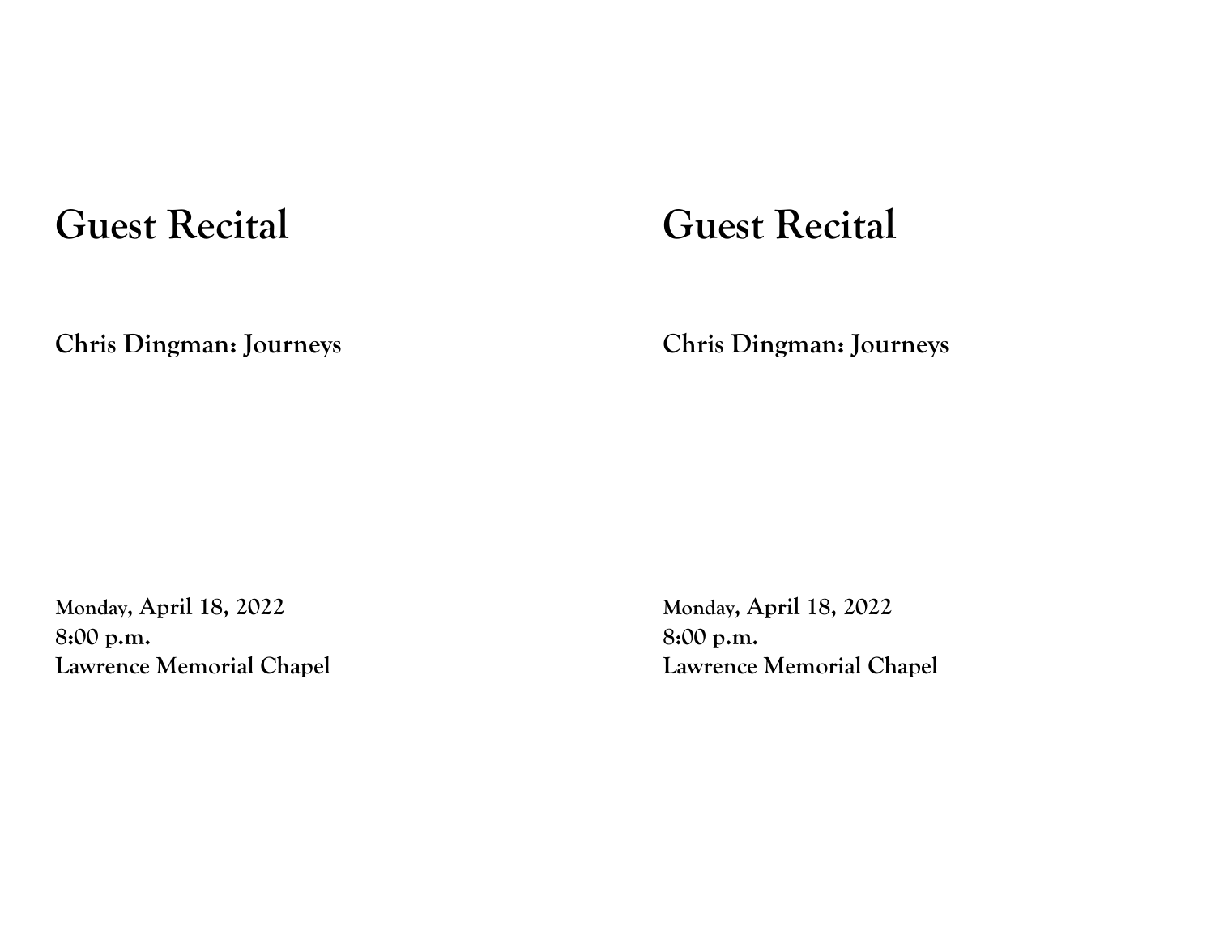# Guest Recital

**Chris Dingman: Journeys**

**Monday, April 18, 2022**
**8:00 p.m.**
**Lawrence Memorial Chapel**

# Guest Recital

**Chris Dingman: Journeys**

**Monday, April 18, 2022**
**8:00 p.m.**
**Lawrence Memorial Chapel**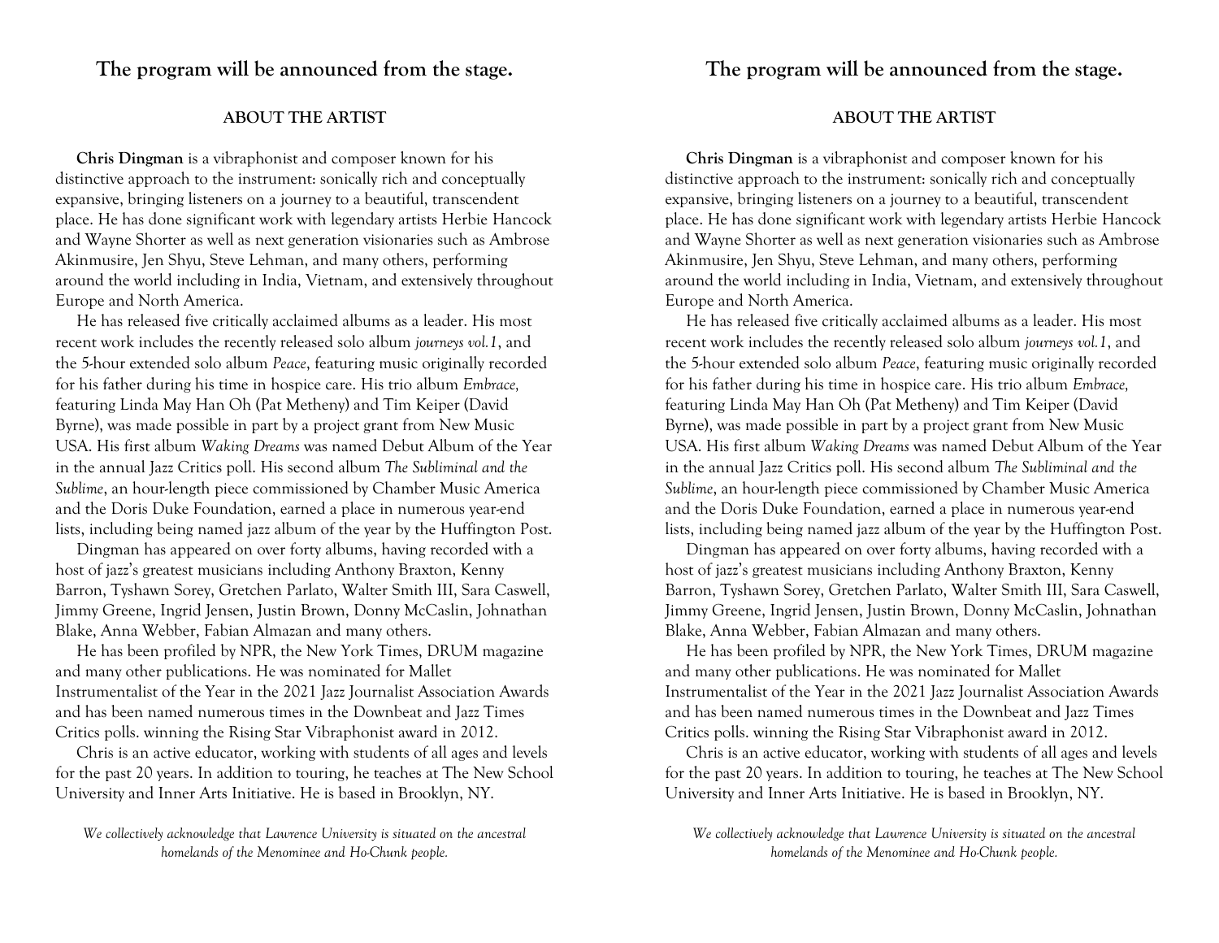## The program will be announced from the stage.

### ABOUT THE ARTIST

**Chris Dingman** is a vibraphonist and composer known for his distinctive approach to the instrument: sonically rich and conceptually expansive, bringing listeners on a journey to a beautiful, transcendent place. He has done significant work with legendary artists Herbie Hancock and Wayne Shorter as well as next generation visionaries such as Ambrose Akinmusire, Jen Shyu, Steve Lehman, and many others, performing around the world including in India, Vietnam, and extensively throughout Europe and North America.

He has released five critically acclaimed albums as a leader. His most recent work includes the recently released solo album *journeys vol.1*, and the 5-hour extended solo album *Peace*, featuring music originally recorded for his father during his time in hospice care. His trio album *Embrace,* featuring Linda May Han Oh (Pat Metheny) and Tim Keiper (David Byrne), was made possible in part by a project grant from New Music USA. His first album *Waking Dreams* was named Debut Album of the Year in the annual Jazz Critics poll. His second album *The Subliminal and the Sublime*, an hour-length piece commissioned by Chamber Music America and the Doris Duke Foundation, earned a place in numerous year-end lists, including being named jazz album of the year by the Huffington Post.

Dingman has appeared on over forty albums, having recorded with a host of jazz's greatest musicians including Anthony Braxton, Kenny Barron, Tyshawn Sorey, Gretchen Parlato, Walter Smith III, Sara Caswell, Jimmy Greene, Ingrid Jensen, Justin Brown, Donny McCaslin, Johnathan Blake, Anna Webber, Fabian Almazan and many others.

He has been profiled by NPR, the New York Times, DRUM magazine and many other publications. He was nominated for Mallet Instrumentalist of the Year in the 2021 Jazz Journalist Association Awards and has been named numerous times in the Downbeat and Jazz Times Critics polls. winning the Rising Star Vibraphonist award in 2012.

Chris is an active educator, working with students of all ages and levels for the past 20 years. In addition to touring, he teaches at The New School University and Inner Arts Initiative. He is based in Brooklyn, NY.

*We collectively acknowledge that Lawrence University is situated on the ancestral homelands of the Menominee and Ho-Chunk people.*

## The program will be announced from the stage.

### ABOUT THE ARTIST

**Chris Dingman** is a vibraphonist and composer known for his distinctive approach to the instrument: sonically rich and conceptually expansive, bringing listeners on a journey to a beautiful, transcendent place. He has done significant work with legendary artists Herbie Hancock and Wayne Shorter as well as next generation visionaries such as Ambrose Akinmusire, Jen Shyu, Steve Lehman, and many others, performing around the world including in India, Vietnam, and extensively throughout Europe and North America.

He has released five critically acclaimed albums as a leader. His most recent work includes the recently released solo album *journeys vol.1*, and the 5-hour extended solo album *Peace*, featuring music originally recorded for his father during his time in hospice care. His trio album *Embrace,* featuring Linda May Han Oh (Pat Metheny) and Tim Keiper (David Byrne), was made possible in part by a project grant from New Music USA. His first album *Waking Dreams* was named Debut Album of the Year in the annual Jazz Critics poll. His second album *The Subliminal and the Sublime*, an hour-length piece commissioned by Chamber Music America and the Doris Duke Foundation, earned a place in numerous year-end lists, including being named jazz album of the year by the Huffington Post.

Dingman has appeared on over forty albums, having recorded with a host of jazz's greatest musicians including Anthony Braxton, Kenny Barron, Tyshawn Sorey, Gretchen Parlato, Walter Smith III, Sara Caswell, Jimmy Greene, Ingrid Jensen, Justin Brown, Donny McCaslin, Johnathan Blake, Anna Webber, Fabian Almazan and many others.

He has been profiled by NPR, the New York Times, DRUM magazine and many other publications. He was nominated for Mallet Instrumentalist of the Year in the 2021 Jazz Journalist Association Awards and has been named numerous times in the Downbeat and Jazz Times Critics polls. winning the Rising Star Vibraphonist award in 2012.

Chris is an active educator, working with students of all ages and levels for the past 20 years. In addition to touring, he teaches at The New School University and Inner Arts Initiative. He is based in Brooklyn, NY.

*We collectively acknowledge that Lawrence University is situated on the ancestral homelands of the Menominee and Ho-Chunk people.*